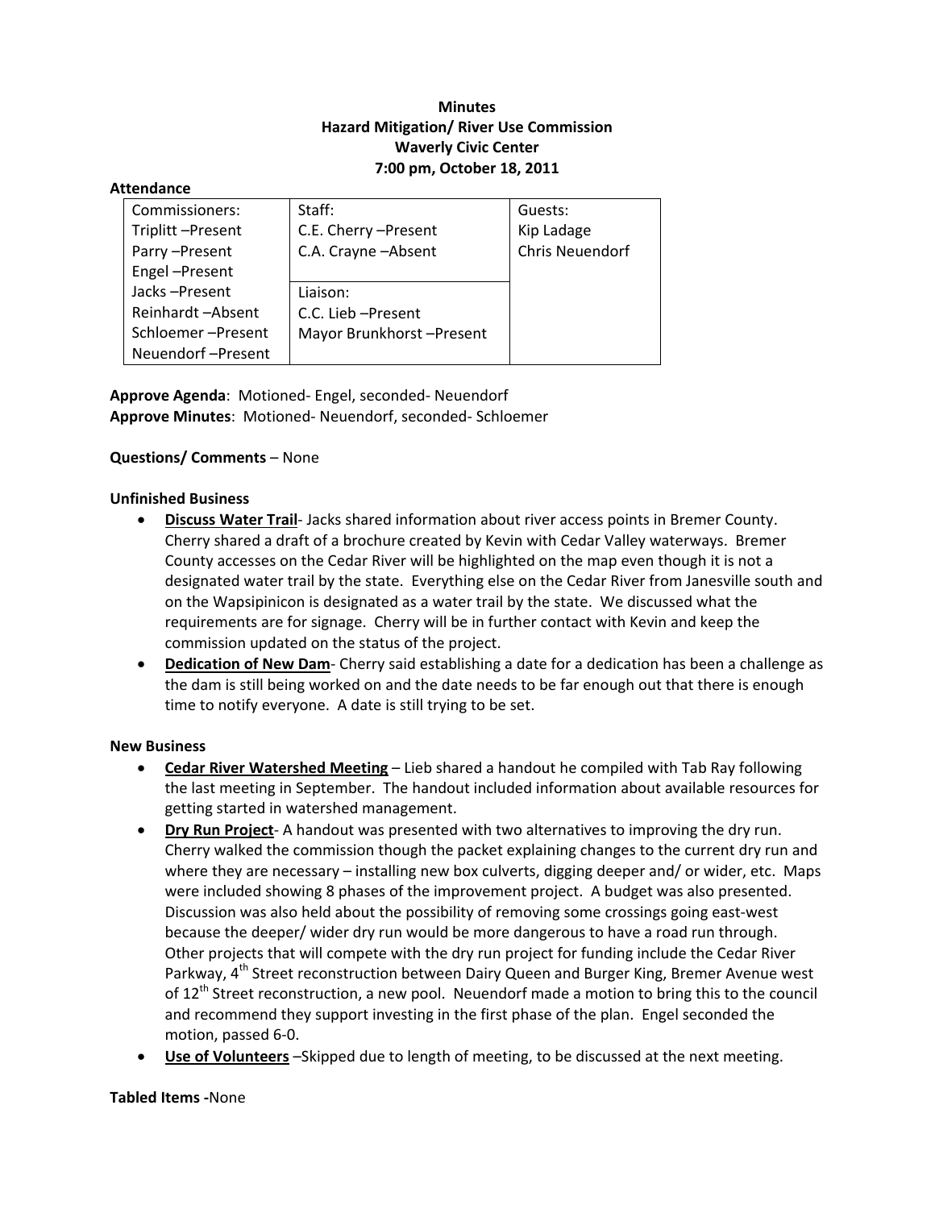**Minutes**
**Hazard Mitigation/ River Use Commission**
**Waverly Civic Center**
**7:00 pm, October 18, 2011**

**Attendance**

| Commissioners: | Staff: | Guests: |
|---|---|---|
| Triplitt –Present | C.E. Cherry –Present | Kip Ladage |
| Parry –Present | C.A. Crayne –Absent | Chris Neuendorf |
| Engel –Present | | |
| Jacks –Present | Liaison: | |
| Reinhardt –Absent | C.C. Lieb –Present | |
| Schloemer –Present | Mayor Brunkhorst –Present | |
| Neuendorf –Present | | |

**Approve Agenda**: Motioned- Engel, seconded- Neuendorf
**Approve Minutes**: Motioned- Neuendorf, seconded- Schloemer

**Questions/ Comments** – None

**Unfinished Business**

- **Discuss Water Trail**- Jacks shared information about river access points in Bremer County. Cherry shared a draft of a brochure created by Kevin with Cedar Valley waterways. Bremer County accesses on the Cedar River will be highlighted on the map even though it is not a designated water trail by the state. Everything else on the Cedar River from Janesville south and on the Wapsipinicon is designated as a water trail by the state. We discussed what the requirements are for signage. Cherry will be in further contact with Kevin and keep the commission updated on the status of the project.
- **Dedication of New Dam**- Cherry said establishing a date for a dedication has been a challenge as the dam is still being worked on and the date needs to be far enough out that there is enough time to notify everyone. A date is still trying to be set.

**New Business**

- **Cedar River Watershed Meeting** – Lieb shared a handout he compiled with Tab Ray following the last meeting in September. The handout included information about available resources for getting started in watershed management.
- **Dry Run Project**- A handout was presented with two alternatives to improving the dry run. Cherry walked the commission though the packet explaining changes to the current dry run and where they are necessary – installing new box culverts, digging deeper and/ or wider, etc. Maps were included showing 8 phases of the improvement project. A budget was also presented. Discussion was also held about the possibility of removing some crossings going east-west because the deeper/ wider dry run would be more dangerous to have a road run through. Other projects that will compete with the dry run project for funding include the Cedar River Parkway, 4th Street reconstruction between Dairy Queen and Burger King, Bremer Avenue west of 12th Street reconstruction, a new pool. Neuendorf made a motion to bring this to the council and recommend they support investing in the first phase of the plan. Engel seconded the motion, passed 6-0.
- **Use of Volunteers** –Skipped due to length of meeting, to be discussed at the next meeting.

**Tabled Items -**None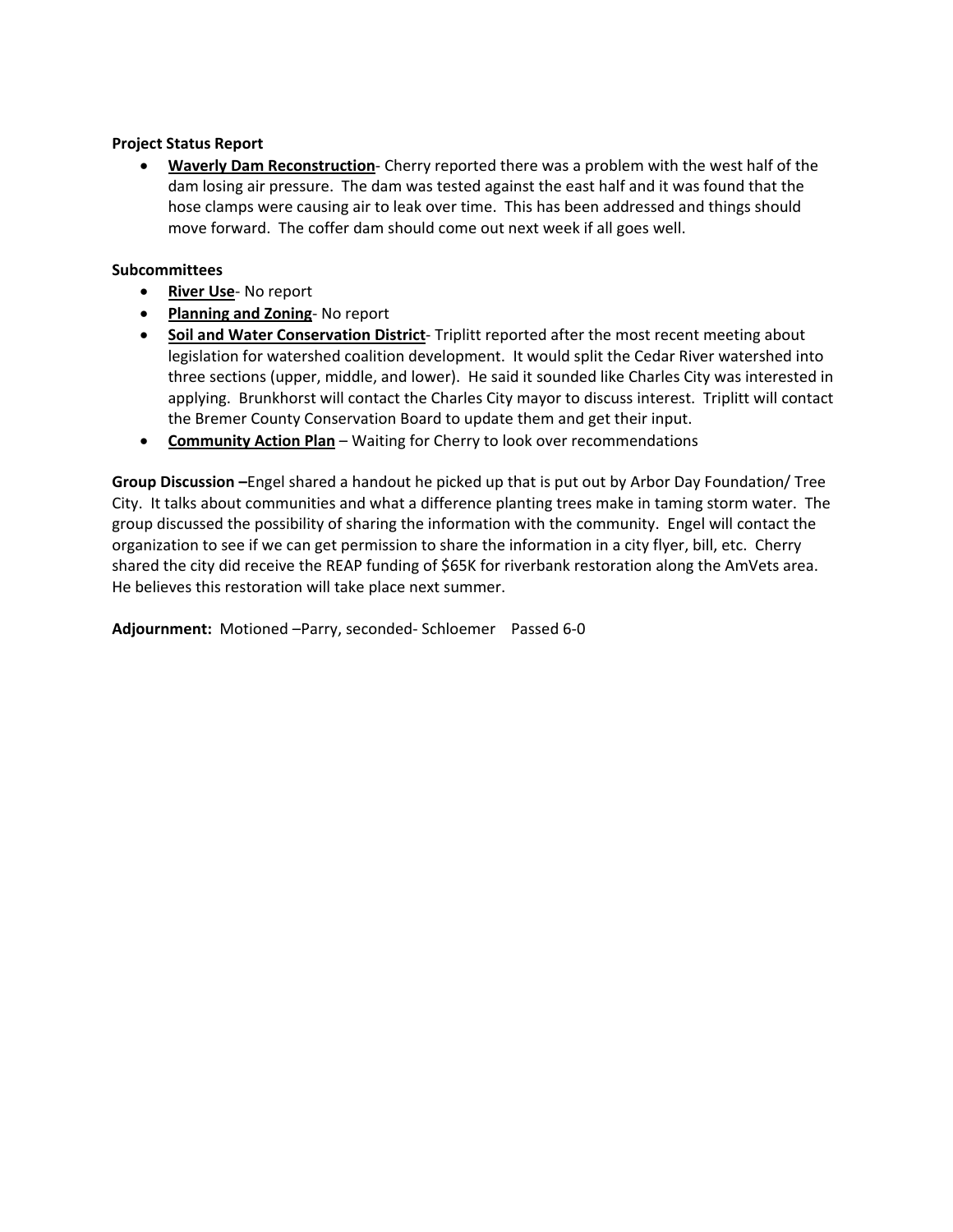**Project Status Report**

- **Waverly Dam Reconstruction**- Cherry reported there was a problem with the west half of the dam losing air pressure. The dam was tested against the east half and it was found that the hose clamps were causing air to leak over time. This has been addressed and things should move forward. The coffer dam should come out next week if all goes well.

**Subcommittees**

- **River Use**- No report
- **Planning and Zoning**- No report
- **Soil and Water Conservation District**- Triplitt reported after the most recent meeting about legislation for watershed coalition development. It would split the Cedar River watershed into three sections (upper, middle, and lower). He said it sounded like Charles City was interested in applying. Brunkhorst will contact the Charles City mayor to discuss interest. Triplitt will contact the Bremer County Conservation Board to update them and get their input.
- **Community Action Plan** – Waiting for Cherry to look over recommendations

**Group Discussion –**Engel shared a handout he picked up that is put out by Arbor Day Foundation/ Tree City. It talks about communities and what a difference planting trees make in taming storm water. The group discussed the possibility of sharing the information with the community. Engel will contact the organization to see if we can get permission to share the information in a city flyer, bill, etc. Cherry shared the city did receive the REAP funding of $65K for riverbank restoration along the AmVets area. He believes this restoration will take place next summer.

**Adjournment:** Motioned –Parry, seconded- Schloemer Passed 6-0